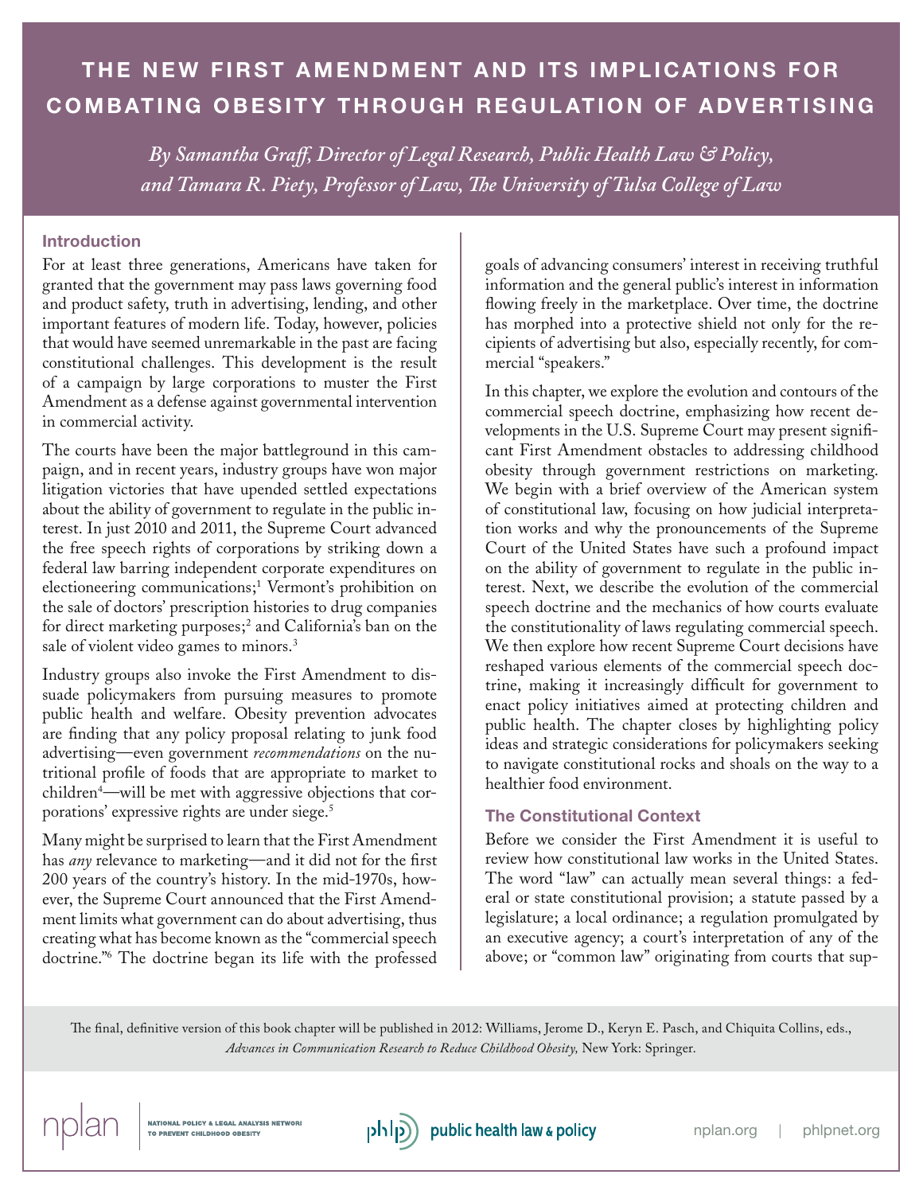# THE NEW FIRST AMENDMENT AND ITS IMPLICATIONS FOR COMBATING OBESITY THROUGH REGULATION OF ADVERTISING

*By Samantha Graff, Director of Legal Research, Public Health Law & Policy, and Tamara R. Piety, Professor of Law, The University of Tulsa College of Law*

## Introduction

For at least three generations, Americans have taken for granted that the government may pass laws governing food and product safety, truth in advertising, lending, and other important features of modern life. Today, however, policies that would have seemed unremarkable in the past are facing constitutional challenges. This development is the result of a campaign by large corporations to muster the First Amendment as a defense against governmental intervention in commercial activity.

The courts have been the major battleground in this campaign, and in recent years, industry groups have won major litigation victories that have upended settled expectations about the ability of government to regulate in the public interest. In just 2010 and 2011, the Supreme Court advanced the free speech rights of corporations by striking down a federal law barring independent corporate expenditures on electioneering communications;[1] Vermont's prohibition on the sale of doctors' prescription histories to drug companies for direct marketing purposes;[2] and California's ban on the sale of violent video games to minors.[3]

Industry groups also invoke the First Amendment to dissuade policymakers from pursuing measures to promote public health and welfare. Obesity prevention advocates are finding that any policy proposal relating to junk food advertising—even government *recommendations* on the nutritional profile of foods that are appropriate to market to children[4]—will be met with aggressive objections that corporations' expressive rights are under siege.[5]

Many might be surprised to learn that the First Amendment has *any* relevance to marketing—and it did not for the first 200 years of the country's history. In the mid-1970s, however, the Supreme Court announced that the First Amendment limits what government can do about advertising, thus creating what has become known as the "commercial speech doctrine."[6] The doctrine began its life with the professed goals of advancing consumers' interest in receiving truthful information and the general public's interest in information flowing freely in the marketplace. Over time, the doctrine has morphed into a protective shield not only for the recipients of advertising but also, especially recently, for commercial "speakers."

In this chapter, we explore the evolution and contours of the commercial speech doctrine, emphasizing how recent developments in the U.S. Supreme Court may present significant First Amendment obstacles to addressing childhood obesity through government restrictions on marketing. We begin with a brief overview of the American system of constitutional law, focusing on how judicial interpretation works and why the pronouncements of the Supreme Court of the United States have such a profound impact on the ability of government to regulate in the public interest. Next, we describe the evolution of the commercial speech doctrine and the mechanics of how courts evaluate the constitutionality of laws regulating commercial speech. We then explore how recent Supreme Court decisions have reshaped various elements of the commercial speech doctrine, making it increasingly difficult for government to enact policy initiatives aimed at protecting children and public health. The chapter closes by highlighting policy ideas and strategic considerations for policymakers seeking to navigate constitutional rocks and shoals on the way to a healthier food environment.

## The Constitutional Context

Before we consider the First Amendment it is useful to review how constitutional law works in the United States. The word "law" can actually mean several things: a federal or state constitutional provision; a statute passed by a legislature; a local ordinance; a regulation promulgated by an executive agency; a court's interpretation of any of the above; or "common law" originating from courts that sup-

The final, definitive version of this book chapter will be published in 2012: Williams, Jerome D., Keryn E. Pasch, and Chiquita Collins, eds., *Advances in Communication Research to Reduce Childhood Obesity,* New York: Springer.

nplan | NATIONAL POLICY & LEGAL ANALYSIS NETWORK TO PREVENT CHILDHOOD OBESITY

phlp public health law & policy

nplan.org | phlpnet.org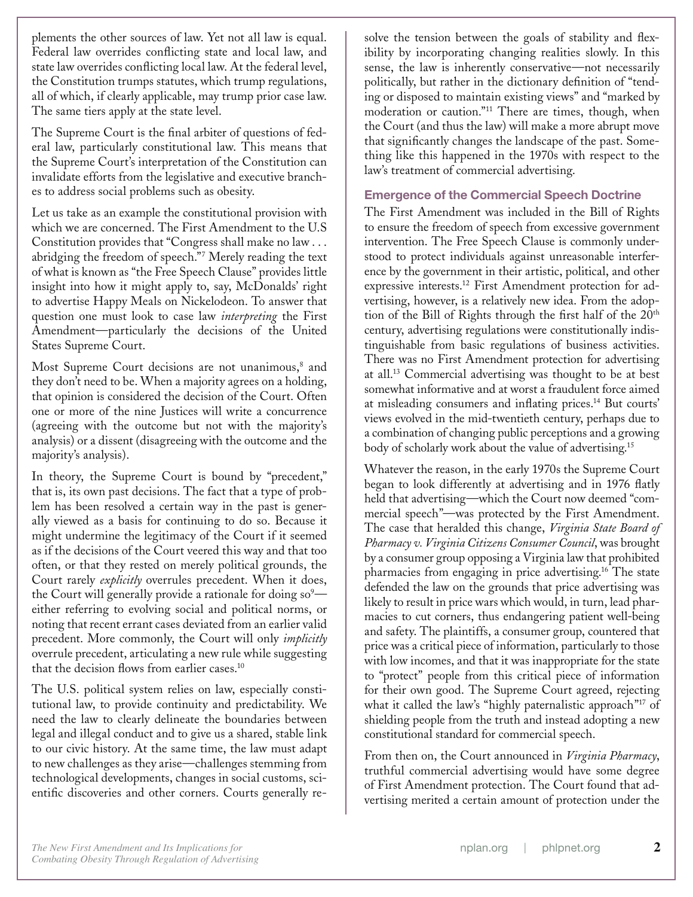plements the other sources of law. Yet not all law is equal. Federal law overrides conflicting state and local law, and state law overrides conflicting local law. At the federal level, the Constitution trumps statutes, which trump regulations, all of which, if clearly applicable, may trump prior case law. The same tiers apply at the state level.

The Supreme Court is the final arbiter of questions of federal law, particularly constitutional law. This means that the Supreme Court's interpretation of the Constitution can invalidate efforts from the legislative and executive branches to address social problems such as obesity.

Let us take as an example the constitutional provision with which we are concerned. The First Amendment to the U.S Constitution provides that "Congress shall make no law . . . abridging the freedom of speech."[7] Merely reading the text of what is known as "the Free Speech Clause" provides little insight into how it might apply to, say, McDonalds' right to advertise Happy Meals on Nickelodeon. To answer that question one must look to case law *interpreting* the First Amendment—particularly the decisions of the United States Supreme Court.

Most Supreme Court decisions are not unanimous,[8] and they don't need to be. When a majority agrees on a holding, that opinion is considered the decision of the Court. Often one or more of the nine Justices will write a concurrence (agreeing with the outcome but not with the majority's analysis) or a dissent (disagreeing with the outcome and the majority's analysis).

In theory, the Supreme Court is bound by "precedent," that is, its own past decisions. The fact that a type of problem has been resolved a certain way in the past is generally viewed as a basis for continuing to do so. Because it might undermine the legitimacy of the Court if it seemed as if the decisions of the Court veered this way and that too often, or that they rested on merely political grounds, the Court rarely *explicitly* overrules precedent. When it does, the Court will generally provide a rationale for doing so[9]—either referring to evolving social and political norms, or noting that recent errant cases deviated from an earlier valid precedent. More commonly, the Court will only *implicitly* overrule precedent, articulating a new rule while suggesting that the decision flows from earlier cases.[10]

The U.S. political system relies on law, especially constitutional law, to provide continuity and predictability. We need the law to clearly delineate the boundaries between legal and illegal conduct and to give us a shared, stable link to our civic history. At the same time, the law must adapt to new challenges as they arise—challenges stemming from technological developments, changes in social customs, scientific discoveries and other corners. Courts generally resolve the tension between the goals of stability and flexibility by incorporating changing realities slowly. In this sense, the law is inherently conservative—not necessarily politically, but rather in the dictionary definition of "tending or disposed to maintain existing views" and "marked by moderation or caution."[11] There are times, though, when the Court (and thus the law) will make a more abrupt move that significantly changes the landscape of the past. Something like this happened in the 1970s with respect to the law's treatment of commercial advertising.

### Emergence of the Commercial Speech Doctrine

The First Amendment was included in the Bill of Rights to ensure the freedom of speech from excessive government intervention. The Free Speech Clause is commonly understood to protect individuals against unreasonable interference by the government in their artistic, political, and other expressive interests.[12] First Amendment protection for advertising, however, is a relatively new idea. From the adoption of the Bill of Rights through the first half of the 20th century, advertising regulations were constitutionally indistinguishable from basic regulations of business activities. There was no First Amendment protection for advertising at all.[13] Commercial advertising was thought to be at best somewhat informative and at worst a fraudulent force aimed at misleading consumers and inflating prices.[14] But courts' views evolved in the mid-twentieth century, perhaps due to a combination of changing public perceptions and a growing body of scholarly work about the value of advertising.[15]

Whatever the reason, in the early 1970s the Supreme Court began to look differently at advertising and in 1976 flatly held that advertising—which the Court now deemed "commercial speech"—was protected by the First Amendment. The case that heralded this change, *Virginia State Board of Pharmacy v. Virginia Citizens Consumer Council*, was brought by a consumer group opposing a Virginia law that prohibited pharmacies from engaging in price advertising.[16] The state defended the law on the grounds that price advertising was likely to result in price wars which would, in turn, lead pharmacies to cut corners, thus endangering patient well-being and safety. The plaintiffs, a consumer group, countered that price was a critical piece of information, particularly to those with low incomes, and that it was inappropriate for the state to "protect" people from this critical piece of information for their own good. The Supreme Court agreed, rejecting what it called the law's "highly paternalistic approach"[17] of shielding people from the truth and instead adopting a new constitutional standard for commercial speech.

From then on, the Court announced in *Virginia Pharmacy*, truthful commercial advertising would have some degree of First Amendment protection. The Court found that advertising merited a certain amount of protection under the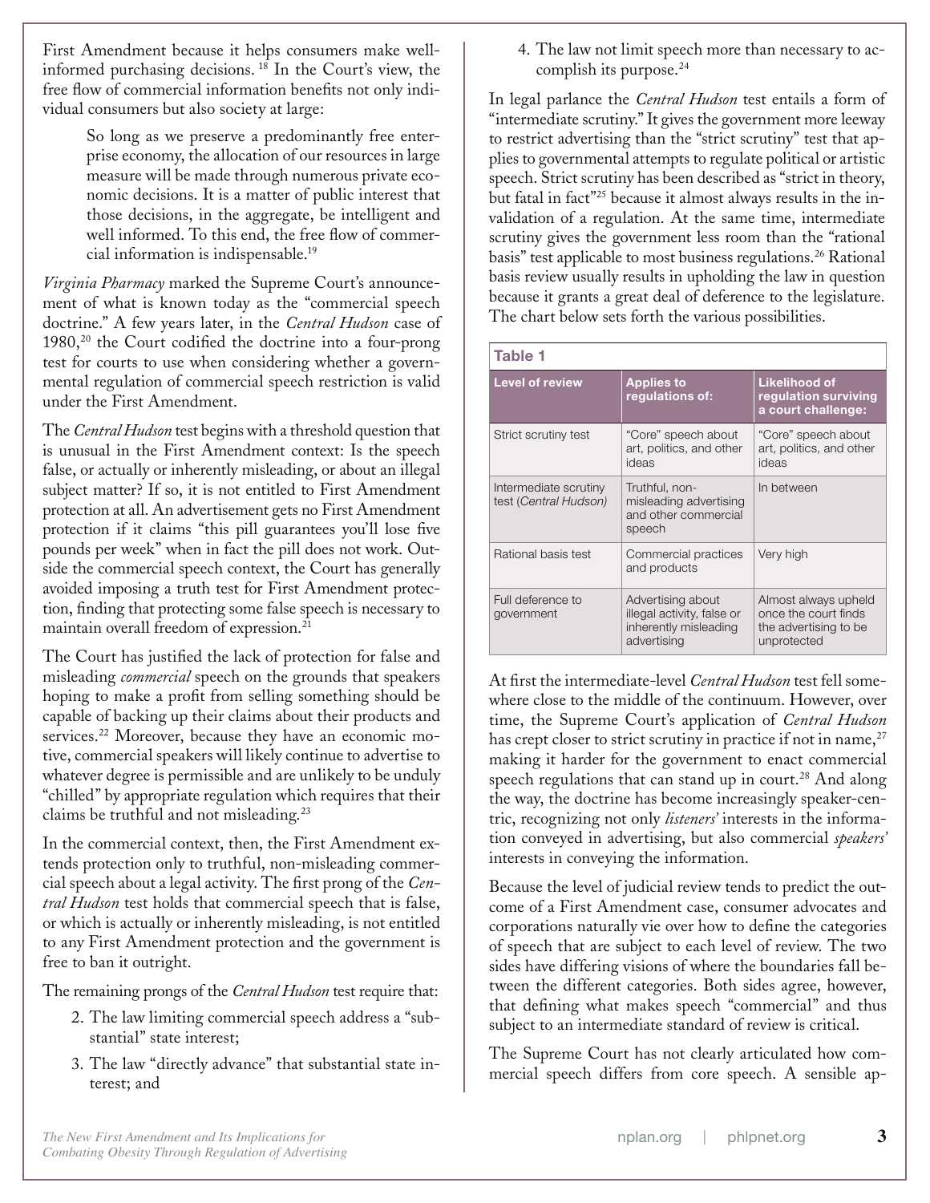First Amendment because it helps consumers make well-informed purchasing decisions.[18] In the Court's view, the free flow of commercial information benefits not only individual consumers but also society at large:

> So long as we preserve a predominantly free enterprise economy, the allocation of our resources in large measure will be made through numerous private economic decisions. It is a matter of public interest that those decisions, in the aggregate, be intelligent and well informed. To this end, the free flow of commercial information is indispensable.[19]

*Virginia Pharmacy* marked the Supreme Court's announcement of what is known today as the "commercial speech doctrine." A few years later, in the *Central Hudson* case of 1980,[20] the Court codified the doctrine into a four-prong test for courts to use when considering whether a governmental regulation of commercial speech restriction is valid under the First Amendment.

The *Central Hudson* test begins with a threshold question that is unusual in the First Amendment context: Is the speech false, or actually or inherently misleading, or about an illegal subject matter? If so, it is not entitled to First Amendment protection at all. An advertisement gets no First Amendment protection if it claims "this pill guarantees you'll lose five pounds per week" when in fact the pill does not work. Outside the commercial speech context, the Court has generally avoided imposing a truth test for First Amendment protection, finding that protecting some false speech is necessary to maintain overall freedom of expression.[21]

The Court has justified the lack of protection for false and misleading *commercial* speech on the grounds that speakers hoping to make a profit from selling something should be capable of backing up their claims about their products and services.[22] Moreover, because they have an economic motive, commercial speakers will likely continue to advertise to whatever degree is permissible and are unlikely to be unduly "chilled" by appropriate regulation which requires that their claims be truthful and not misleading.[23]

In the commercial context, then, the First Amendment extends protection only to truthful, non-misleading commercial speech about a legal activity. The first prong of the *Central Hudson* test holds that commercial speech that is false, or which is actually or inherently misleading, is not entitled to any First Amendment protection and the government is free to ban it outright.

The remaining prongs of the *Central Hudson* test require that:

2. The law limiting commercial speech address a "substantial" state interest;
3. The law "directly advance" that substantial state interest; and
4. The law not limit speech more than necessary to accomplish its purpose.[24]

In legal parlance the *Central Hudson* test entails a form of "intermediate scrutiny." It gives the government more leeway to restrict advertising than the "strict scrutiny" test that applies to governmental attempts to regulate political or artistic speech. Strict scrutiny has been described as "strict in theory, but fatal in fact"[25] because it almost always results in the invalidation of a regulation. At the same time, intermediate scrutiny gives the government less room than the "rational basis" test applicable to most business regulations.[26] Rational basis review usually results in upholding the law in question because it grants a great deal of deference to the legislature. The chart below sets forth the various possibilities.

**Table 1**

| Level of review | Applies to regulations of: | Likelihood of regulation surviving a court challenge: |
|---|---|---|
| Strict scrutiny test | "Core" speech about art, politics, and other ideas | "Core" speech about art, politics, and other ideas |
| Intermediate scrutiny test (*Central Hudson*) | Truthful, non-misleading advertising and other commercial speech | In between |
| Rational basis test | Commercial practices and products | Very high |
| Full deference to government | Advertising about illegal activity, false or inherently misleading advertising | Almost always upheld once the court finds the advertising to be unprotected |

At first the intermediate-level *Central Hudson* test fell somewhere close to the middle of the continuum. However, over time, the Supreme Court's application of *Central Hudson* has crept closer to strict scrutiny in practice if not in name,[27] making it harder for the government to enact commercial speech regulations that can stand up in court.[28] And along the way, the doctrine has become increasingly speaker-centric, recognizing not only *listeners'* interests in the information conveyed in advertising, but also commercial *speakers'* interests in conveying the information.

Because the level of judicial review tends to predict the outcome of a First Amendment case, consumer advocates and corporations naturally vie over how to define the categories of speech that are subject to each level of review. The two sides have differing visions of where the boundaries fall between the different categories. Both sides agree, however, that defining what makes speech "commercial" and thus subject to an intermediate standard of review is critical.

The Supreme Court has not clearly articulated how commercial speech differs from core speech. A sensible ap-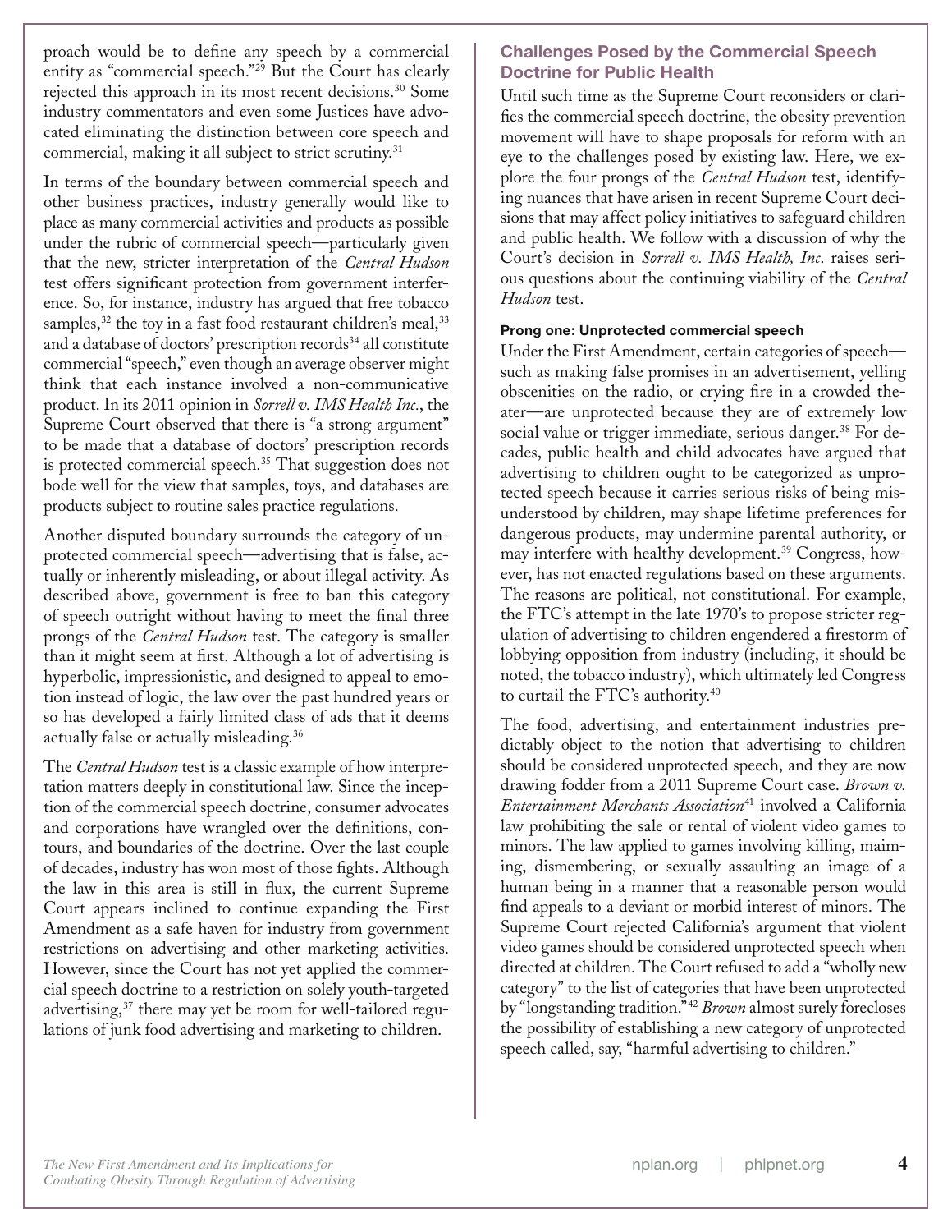proach would be to define any speech by a commercial entity as "commercial speech."[29] But the Court has clearly rejected this approach in its most recent decisions.[30] Some industry commentators and even some Justices have advocated eliminating the distinction between core speech and commercial, making it all subject to strict scrutiny.[31]

In terms of the boundary between commercial speech and other business practices, industry generally would like to place as many commercial activities and products as possible under the rubric of commercial speech—particularly given that the new, stricter interpretation of the *Central Hudson* test offers significant protection from government interference. So, for instance, industry has argued that free tobacco samples,[32] the toy in a fast food restaurant children's meal,[33] and a database of doctors' prescription records[34] all constitute commercial "speech," even though an average observer might think that each instance involved a non-communicative product. In its 2011 opinion in *Sorrell v. IMS Health Inc.*, the Supreme Court observed that there is "a strong argument" to be made that a database of doctors' prescription records is protected commercial speech.[35] That suggestion does not bode well for the view that samples, toys, and databases are products subject to routine sales practice regulations.

Another disputed boundary surrounds the category of unprotected commercial speech—advertising that is false, actually or inherently misleading, or about illegal activity. As described above, government is free to ban this category of speech outright without having to meet the final three prongs of the *Central Hudson* test. The category is smaller than it might seem at first. Although a lot of advertising is hyperbolic, impressionistic, and designed to appeal to emotion instead of logic, the law over the past hundred years or so has developed a fairly limited class of ads that it deems actually false or actually misleading.[36]

The *Central Hudson* test is a classic example of how interpretation matters deeply in constitutional law. Since the inception of the commercial speech doctrine, consumer advocates and corporations have wrangled over the definitions, contours, and boundaries of the doctrine. Over the last couple of decades, industry has won most of those fights. Although the law in this area is still in flux, the current Supreme Court appears inclined to continue expanding the First Amendment as a safe haven for industry from government restrictions on advertising and other marketing activities. However, since the Court has not yet applied the commercial speech doctrine to a restriction on solely youth-targeted advertising,[37] there may yet be room for well-tailored regulations of junk food advertising and marketing to children.

## Challenges Posed by the Commercial Speech Doctrine for Public Health

Until such time as the Supreme Court reconsiders or clarifies the commercial speech doctrine, the obesity prevention movement will have to shape proposals for reform with an eye to the challenges posed by existing law. Here, we explore the four prongs of the *Central Hudson* test, identifying nuances that have arisen in recent Supreme Court decisions that may affect policy initiatives to safeguard children and public health. We follow with a discussion of why the Court's decision in *Sorrell v. IMS Health, Inc.* raises serious questions about the continuing viability of the *Central Hudson* test.

### Prong one: Unprotected commercial speech

Under the First Amendment, certain categories of speech—such as making false promises in an advertisement, yelling obscenities on the radio, or crying fire in a crowded theater—are unprotected because they are of extremely low social value or trigger immediate, serious danger.[38] For decades, public health and child advocates have argued that advertising to children ought to be categorized as unprotected speech because it carries serious risks of being misunderstood by children, may shape lifetime preferences for dangerous products, may undermine parental authority, or may interfere with healthy development.[39] Congress, however, has not enacted regulations based on these arguments. The reasons are political, not constitutional. For example, the FTC's attempt in the late 1970's to propose stricter regulation of advertising to children engendered a firestorm of lobbying opposition from industry (including, it should be noted, the tobacco industry), which ultimately led Congress to curtail the FTC's authority.[40]

The food, advertising, and entertainment industries predictably object to the notion that advertising to children should be considered unprotected speech, and they are now drawing fodder from a 2011 Supreme Court case. *Brown v. Entertainment Merchants Association*[41] involved a California law prohibiting the sale or rental of violent video games to minors. The law applied to games involving killing, maiming, dismembering, or sexually assaulting an image of a human being in a manner that a reasonable person would find appeals to a deviant or morbid interest of minors. The Supreme Court rejected California's argument that violent video games should be considered unprotected speech when directed at children. The Court refused to add a "wholly new category" to the list of categories that have been unprotected by "longstanding tradition."[42] *Brown* almost surely forecloses the possibility of establishing a new category of unprotected speech called, say, "harmful advertising to children."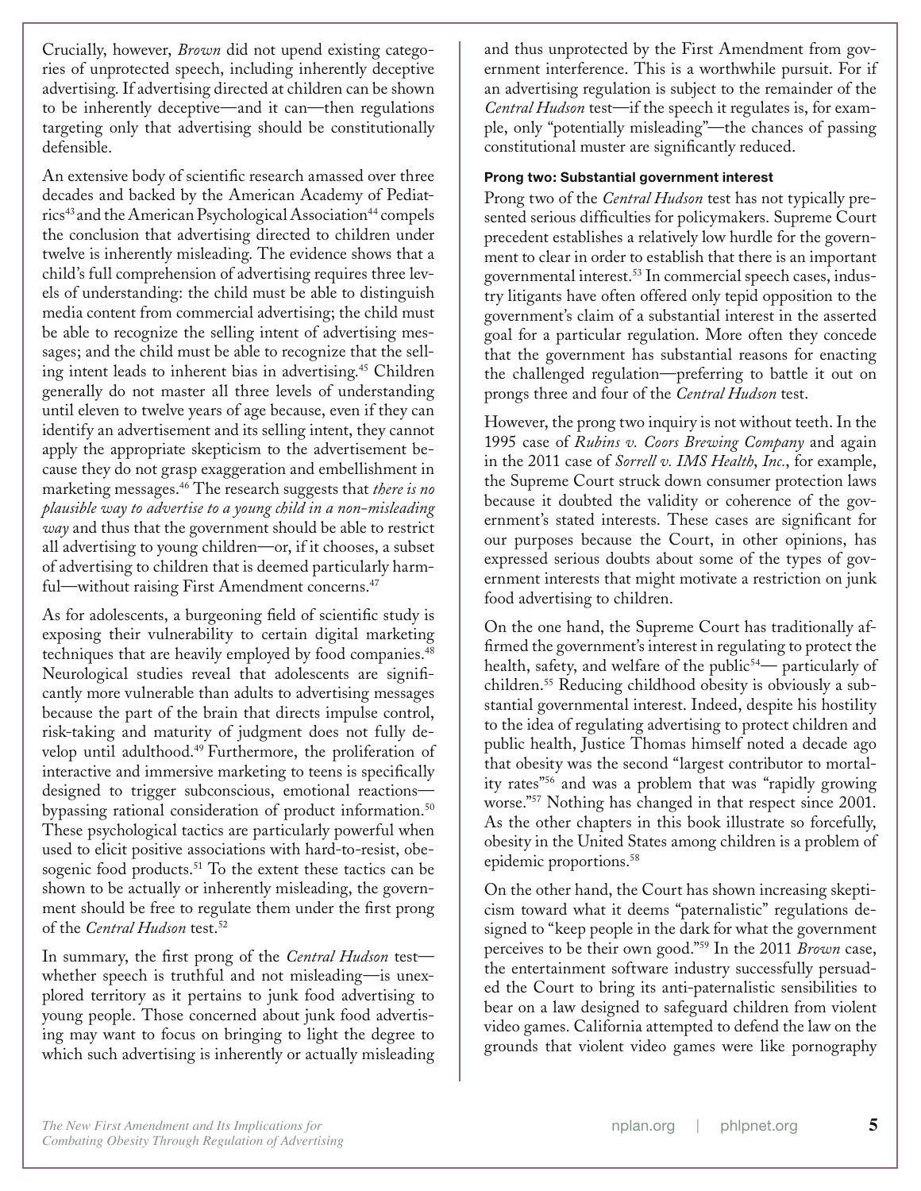Crucially, however, *Brown* did not upend existing categories of unprotected speech, including inherently deceptive advertising. If advertising directed at children can be shown to be inherently deceptive—and it can—then regulations targeting only that advertising should be constitutionally defensible.

An extensive body of scientific research amassed over three decades and backed by the American Academy of Pediatrics[43] and the American Psychological Association[44] compels the conclusion that advertising directed to children under twelve is inherently misleading. The evidence shows that a child's full comprehension of advertising requires three levels of understanding: the child must be able to distinguish media content from commercial advertising; the child must be able to recognize the selling intent of advertising messages; and the child must be able to recognize that the selling intent leads to inherent bias in advertising.[45] Children generally do not master all three levels of understanding until eleven to twelve years of age because, even if they can identify an advertisement and its selling intent, they cannot apply the appropriate skepticism to the advertisement because they do not grasp exaggeration and embellishment in marketing messages.[46] The research suggests that *there is no plausible way to advertise to a young child in a non-misleading way* and thus that the government should be able to restrict all advertising to young children—or, if it chooses, a subset of advertising to children that is deemed particularly harmful—without raising First Amendment concerns.[47]

As for adolescents, a burgeoning field of scientific study is exposing their vulnerability to certain digital marketing techniques that are heavily employed by food companies.[48] Neurological studies reveal that adolescents are significantly more vulnerable than adults to advertising messages because the part of the brain that directs impulse control, risk-taking and maturity of judgment does not fully develop until adulthood.[49] Furthermore, the proliferation of interactive and immersive marketing to teens is specifically designed to trigger subconscious, emotional reactions—bypassing rational consideration of product information.[50] These psychological tactics are particularly powerful when used to elicit positive associations with hard-to-resist, obesogenic food products.[51] To the extent these tactics can be shown to be actually or inherently misleading, the government should be free to regulate them under the first prong of the *Central Hudson* test.[52]

In summary, the first prong of the *Central Hudson* test—whether speech is truthful and not misleading—is unexplored territory as it pertains to junk food advertising to young people. Those concerned about junk food advertising may want to focus on bringing to light the degree to which such advertising is inherently or actually misleading and thus unprotected by the First Amendment from government interference. This is a worthwhile pursuit. For if an advertising regulation is subject to the remainder of the *Central Hudson* test—if the speech it regulates is, for example, only "potentially misleading"—the chances of passing constitutional muster are significantly reduced.

#### Prong two: Substantial government interest

Prong two of the *Central Hudson* test has not typically presented serious difficulties for policymakers. Supreme Court precedent establishes a relatively low hurdle for the government to clear in order to establish that there is an important governmental interest.[53] In commercial speech cases, industry litigants have often offered only tepid opposition to the government's claim of a substantial interest in the asserted goal for a particular regulation. More often they concede that the government has substantial reasons for enacting the challenged regulation—preferring to battle it out on prongs three and four of the *Central Hudson* test.

However, the prong two inquiry is not without teeth. In the 1995 case of *Rubins v. Coors Brewing Company* and again in the 2011 case of *Sorrell v. IMS Health, Inc.*, for example, the Supreme Court struck down consumer protection laws because it doubted the validity or coherence of the government's stated interests. These cases are significant for our purposes because the Court, in other opinions, has expressed serious doubts about some of the types of government interests that might motivate a restriction on junk food advertising to children.

On the one hand, the Supreme Court has traditionally affirmed the government's interest in regulating to protect the health, safety, and welfare of the public[54]— particularly of children.[55] Reducing childhood obesity is obviously a substantial governmental interest. Indeed, despite his hostility to the idea of regulating advertising to protect children and public health, Justice Thomas himself noted a decade ago that obesity was the second "largest contributor to mortality rates"[56] and was a problem that was "rapidly growing worse."[57] Nothing has changed in that respect since 2001. As the other chapters in this book illustrate so forcefully, obesity in the United States among children is a problem of epidemic proportions.[58]

On the other hand, the Court has shown increasing skepticism toward what it deems "paternalistic" regulations designed to "keep people in the dark for what the government perceives to be their own good."[59] In the 2011 *Brown* case, the entertainment software industry successfully persuaded the Court to bring its anti-paternalistic sensibilities to bear on a law designed to safeguard children from violent video games. California attempted to defend the law on the grounds that violent video games were like pornography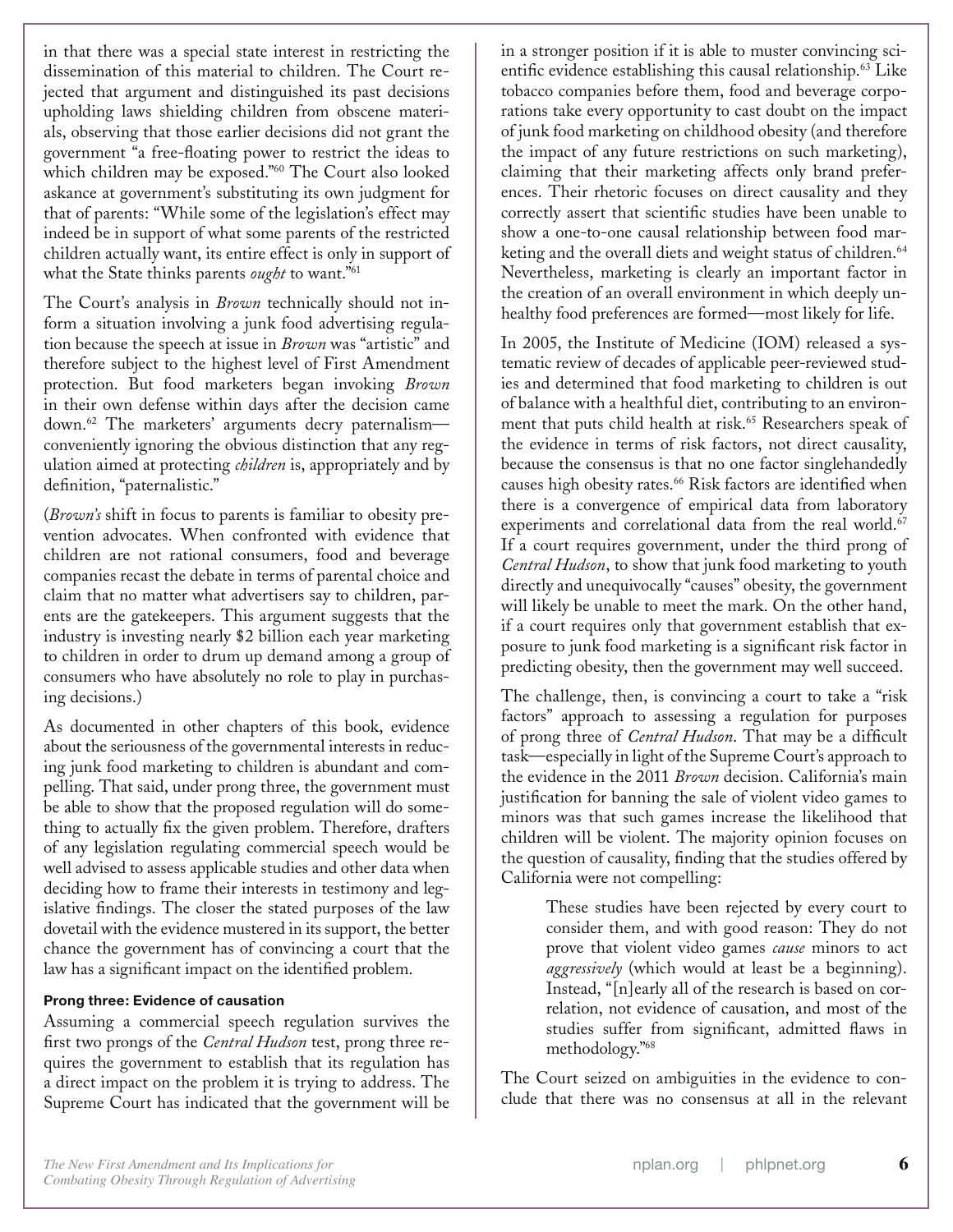in that there was a special state interest in restricting the dissemination of this material to children. The Court rejected that argument and distinguished its past decisions upholding laws shielding children from obscene materials, observing that those earlier decisions did not grant the government "a free-floating power to restrict the ideas to which children may be exposed."[60] The Court also looked askance at government's substituting its own judgment for that of parents: "While some of the legislation's effect may indeed be in support of what some parents of the restricted children actually want, its entire effect is only in support of what the State thinks parents *ought* to want."[61]

The Court's analysis in *Brown* technically should not inform a situation involving a junk food advertising regulation because the speech at issue in *Brown* was "artistic" and therefore subject to the highest level of First Amendment protection. But food marketers began invoking *Brown* in their own defense within days after the decision came down.[62] The marketers' arguments decry paternalism—conveniently ignoring the obvious distinction that any regulation aimed at protecting *children* is, appropriately and by definition, "paternalistic."

(*Brown's* shift in focus to parents is familiar to obesity prevention advocates. When confronted with evidence that children are not rational consumers, food and beverage companies recast the debate in terms of parental choice and claim that no matter what advertisers say to children, parents are the gatekeepers. This argument suggests that the industry is investing nearly $2 billion each year marketing to children in order to drum up demand among a group of consumers who have absolutely no role to play in purchasing decisions.)

As documented in other chapters of this book, evidence about the seriousness of the governmental interests in reducing junk food marketing to children is abundant and compelling. That said, under prong three, the government must be able to show that the proposed regulation will do something to actually fix the given problem. Therefore, drafters of any legislation regulating commercial speech would be well advised to assess applicable studies and other data when deciding how to frame their interests in testimony and legislative findings. The closer the stated purposes of the law dovetail with the evidence mustered in its support, the better chance the government has of convincing a court that the law has a significant impact on the identified problem.

#### Prong three: Evidence of causation

Assuming a commercial speech regulation survives the first two prongs of the *Central Hudson* test, prong three requires the government to establish that its regulation has a direct impact on the problem it is trying to address. The Supreme Court has indicated that the government will be in a stronger position if it is able to muster convincing scientific evidence establishing this causal relationship.[63] Like tobacco companies before them, food and beverage corporations take every opportunity to cast doubt on the impact of junk food marketing on childhood obesity (and therefore the impact of any future restrictions on such marketing), claiming that their marketing affects only brand preferences. Their rhetoric focuses on direct causality and they correctly assert that scientific studies have been unable to show a one-to-one causal relationship between food marketing and the overall diets and weight status of children.[64] Nevertheless, marketing is clearly an important factor in the creation of an overall environment in which deeply unhealthy food preferences are formed—most likely for life.

In 2005, the Institute of Medicine (IOM) released a systematic review of decades of applicable peer-reviewed studies and determined that food marketing to children is out of balance with a healthful diet, contributing to an environment that puts child health at risk.[65] Researchers speak of the evidence in terms of risk factors, not direct causality, because the consensus is that no one factor singlehandedly causes high obesity rates.[66] Risk factors are identified when there is a convergence of empirical data from laboratory experiments and correlational data from the real world.[67] If a court requires government, under the third prong of *Central Hudson*, to show that junk food marketing to youth directly and unequivocally "causes" obesity, the government will likely be unable to meet the mark. On the other hand, if a court requires only that government establish that exposure to junk food marketing is a significant risk factor in predicting obesity, then the government may well succeed.

The challenge, then, is convincing a court to take a "risk factors" approach to assessing a regulation for purposes of prong three of *Central Hudson*. That may be a difficult task—especially in light of the Supreme Court's approach to the evidence in the 2011 *Brown* decision. California's main justification for banning the sale of violent video games to minors was that such games increase the likelihood that children will be violent. The majority opinion focuses on the question of causality, finding that the studies offered by California were not compelling:

> These studies have been rejected by every court to consider them, and with good reason: They do not prove that violent video games *cause* minors to act *aggressively* (which would at least be a beginning). Instead, "[n]early all of the research is based on correlation, not evidence of causation, and most of the studies suffer from significant, admitted flaws in methodology."[68]

The Court seized on ambiguities in the evidence to conclude that there was no consensus at all in the relevant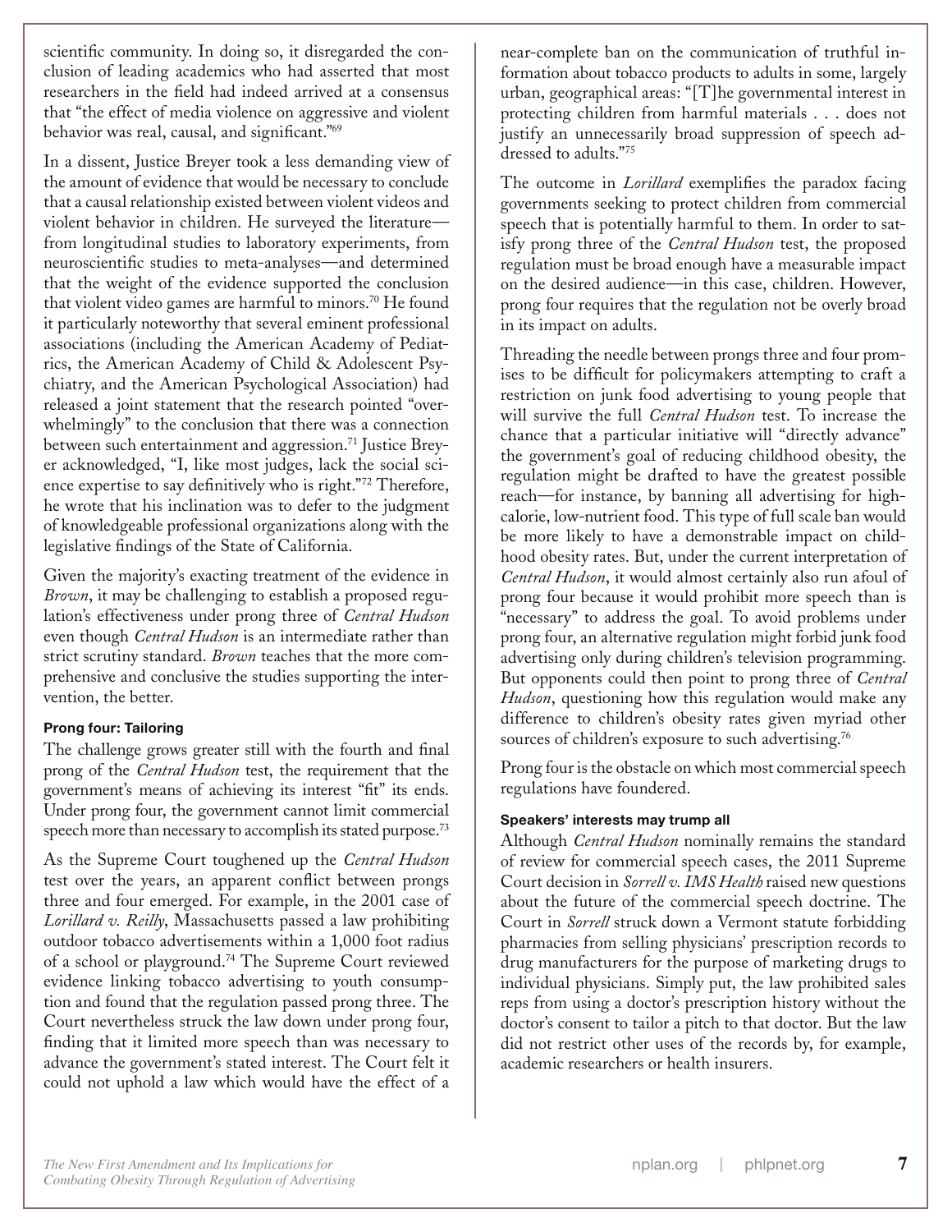scientific community. In doing so, it disregarded the conclusion of leading academics who had asserted that most researchers in the field had indeed arrived at a consensus that "the effect of media violence on aggressive and violent behavior was real, causal, and significant."[69]

In a dissent, Justice Breyer took a less demanding view of the amount of evidence that would be necessary to conclude that a causal relationship existed between violent videos and violent behavior in children. He surveyed the literature—from longitudinal studies to laboratory experiments, from neuroscientific studies to meta-analyses—and determined that the weight of the evidence supported the conclusion that violent video games are harmful to minors.[70] He found it particularly noteworthy that several eminent professional associations (including the American Academy of Pediatrics, the American Academy of Child & Adolescent Psychiatry, and the American Psychological Association) had released a joint statement that the research pointed "overwhelmingly" to the conclusion that there was a connection between such entertainment and aggression.[71] Justice Breyer acknowledged, "I, like most judges, lack the social science expertise to say definitively who is right."[72] Therefore, he wrote that his inclination was to defer to the judgment of knowledgeable professional organizations along with the legislative findings of the State of California.

Given the majority's exacting treatment of the evidence in *Brown*, it may be challenging to establish a proposed regulation's effectiveness under prong three of *Central Hudson* even though *Central Hudson* is an intermediate rather than strict scrutiny standard. *Brown* teaches that the more comprehensive and conclusive the studies supporting the intervention, the better.

#### Prong four: Tailoring

The challenge grows greater still with the fourth and final prong of the *Central Hudson* test, the requirement that the government's means of achieving its interest "fit" its ends. Under prong four, the government cannot limit commercial speech more than necessary to accomplish its stated purpose.[73]

As the Supreme Court toughened up the *Central Hudson* test over the years, an apparent conflict between prongs three and four emerged. For example, in the 2001 case of *Lorillard v. Reilly*, Massachusetts passed a law prohibiting outdoor tobacco advertisements within a 1,000 foot radius of a school or playground.[74] The Supreme Court reviewed evidence linking tobacco advertising to youth consumption and found that the regulation passed prong three. The Court nevertheless struck the law down under prong four, finding that it limited more speech than was necessary to advance the government's stated interest. The Court felt it could not uphold a law which would have the effect of a near-complete ban on the communication of truthful information about tobacco products to adults in some, largely urban, geographical areas: "[T]he governmental interest in protecting children from harmful materials . . . does not justify an unnecessarily broad suppression of speech addressed to adults."[75]

The outcome in *Lorillard* exemplifies the paradox facing governments seeking to protect children from commercial speech that is potentially harmful to them. In order to satisfy prong three of the *Central Hudson* test, the proposed regulation must be broad enough have a measurable impact on the desired audience—in this case, children. However, prong four requires that the regulation not be overly broad in its impact on adults.

Threading the needle between prongs three and four promises to be difficult for policymakers attempting to craft a restriction on junk food advertising to young people that will survive the full *Central Hudson* test. To increase the chance that a particular initiative will "directly advance" the government's goal of reducing childhood obesity, the regulation might be drafted to have the greatest possible reach—for instance, by banning all advertising for high-calorie, low-nutrient food. This type of full scale ban would be more likely to have a demonstrable impact on childhood obesity rates. But, under the current interpretation of *Central Hudson*, it would almost certainly also run afoul of prong four because it would prohibit more speech than is "necessary" to address the goal. To avoid problems under prong four, an alternative regulation might forbid junk food advertising only during children's television programming. But opponents could then point to prong three of *Central Hudson*, questioning how this regulation would make any difference to children's obesity rates given myriad other sources of children's exposure to such advertising.[76]

Prong four is the obstacle on which most commercial speech regulations have foundered.

#### Speakers' interests may trump all

Although *Central Hudson* nominally remains the standard of review for commercial speech cases, the 2011 Supreme Court decision in *Sorrell v. IMS Health* raised new questions about the future of the commercial speech doctrine. The Court in *Sorrell* struck down a Vermont statute forbidding pharmacies from selling physicians' prescription records to drug manufacturers for the purpose of marketing drugs to individual physicians. Simply put, the law prohibited sales reps from using a doctor's prescription history without the doctor's consent to tailor a pitch to that doctor. But the law did not restrict other uses of the records by, for example, academic researchers or health insurers.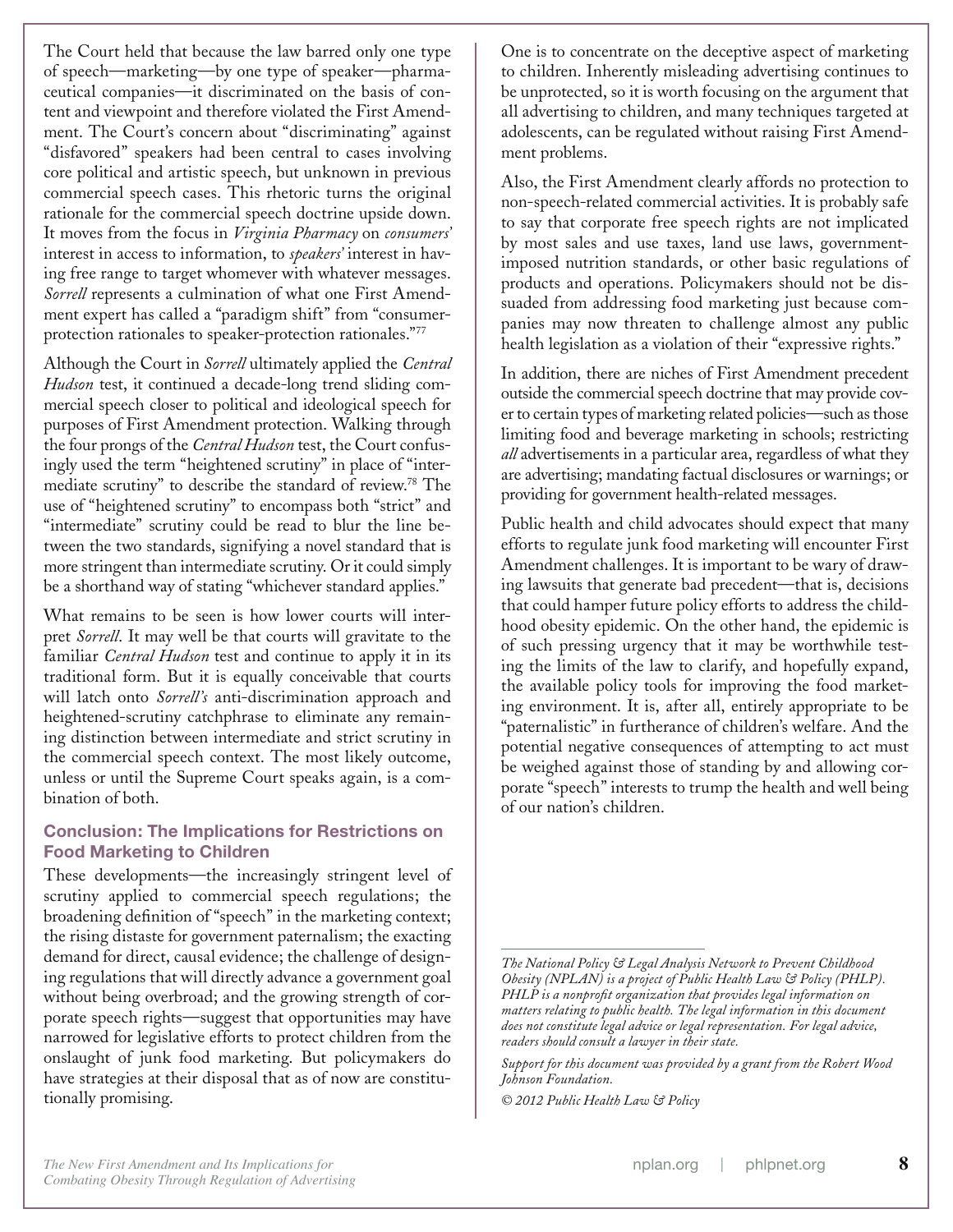The Court held that because the law barred only one type of speech—marketing—by one type of speaker—pharmaceutical companies—it discriminated on the basis of content and viewpoint and therefore violated the First Amendment. The Court's concern about "discriminating" against "disfavored" speakers had been central to cases involving core political and artistic speech, but unknown in previous commercial speech cases. This rhetoric turns the original rationale for the commercial speech doctrine upside down. It moves from the focus in *Virginia Pharmacy* on *consumers'* interest in access to information, to *speakers'* interest in having free range to target whomever with whatever messages. *Sorrell* represents a culmination of what one First Amendment expert has called a "paradigm shift" from "consumer-protection rationales to speaker-protection rationales."[77]

Although the Court in *Sorrell* ultimately applied the *Central Hudson* test, it continued a decade-long trend sliding commercial speech closer to political and ideological speech for purposes of First Amendment protection. Walking through the four prongs of the *Central Hudson* test, the Court confusingly used the term "heightened scrutiny" in place of "intermediate scrutiny" to describe the standard of review.[78] The use of "heightened scrutiny" to encompass both "strict" and "intermediate" scrutiny could be read to blur the line between the two standards, signifying a novel standard that is more stringent than intermediate scrutiny. Or it could simply be a shorthand way of stating "whichever standard applies."

What remains to be seen is how lower courts will interpret *Sorrell*. It may well be that courts will gravitate to the familiar *Central Hudson* test and continue to apply it in its traditional form. But it is equally conceivable that courts will latch onto *Sorrell's* anti-discrimination approach and heightened-scrutiny catchphrase to eliminate any remaining distinction between intermediate and strict scrutiny in the commercial speech context. The most likely outcome, unless or until the Supreme Court speaks again, is a combination of both.

## Conclusion: The Implications for Restrictions on Food Marketing to Children

These developments—the increasingly stringent level of scrutiny applied to commercial speech regulations; the broadening definition of "speech" in the marketing context; the rising distaste for government paternalism; the exacting demand for direct, causal evidence; the challenge of designing regulations that will directly advance a government goal without being overbroad; and the growing strength of corporate speech rights—suggest that opportunities may have narrowed for legislative efforts to protect children from the onslaught of junk food marketing. But policymakers do have strategies at their disposal that as of now are constitutionally promising.

One is to concentrate on the deceptive aspect of marketing to children. Inherently misleading advertising continues to be unprotected, so it is worth focusing on the argument that all advertising to children, and many techniques targeted at adolescents, can be regulated without raising First Amendment problems.

Also, the First Amendment clearly affords no protection to non-speech-related commercial activities. It is probably safe to say that corporate free speech rights are not implicated by most sales and use taxes, land use laws, government-imposed nutrition standards, or other basic regulations of products and operations. Policymakers should not be dissuaded from addressing food marketing just because companies may now threaten to challenge almost any public health legislation as a violation of their "expressive rights."

In addition, there are niches of First Amendment precedent outside the commercial speech doctrine that may provide cover to certain types of marketing related policies—such as those limiting food and beverage marketing in schools; restricting *all* advertisements in a particular area, regardless of what they are advertising; mandating factual disclosures or warnings; or providing for government health-related messages.

Public health and child advocates should expect that many efforts to regulate junk food marketing will encounter First Amendment challenges. It is important to be wary of drawing lawsuits that generate bad precedent—that is, decisions that could hamper future policy efforts to address the childhood obesity epidemic. On the other hand, the epidemic is of such pressing urgency that it may be worthwhile testing the limits of the law to clarify, and hopefully expand, the available policy tools for improving the food marketing environment. It is, after all, entirely appropriate to be "paternalistic" in furtherance of children's welfare. And the potential negative consequences of attempting to act must be weighed against those of standing by and allowing corporate "speech" interests to trump the health and well being of our nation's children.

---

*The National Policy & Legal Analysis Network to Prevent Childhood Obesity (NPLAN) is a project of Public Health Law & Policy (PHLP). PHLP is a nonprofit organization that provides legal information on matters relating to public health. The legal information in this document does not constitute legal advice or legal representation. For legal advice, readers should consult a lawyer in their state.*

*Support for this document was provided by a grant from the Robert Wood Johnson Foundation.*

*© 2012 Public Health Law & Policy*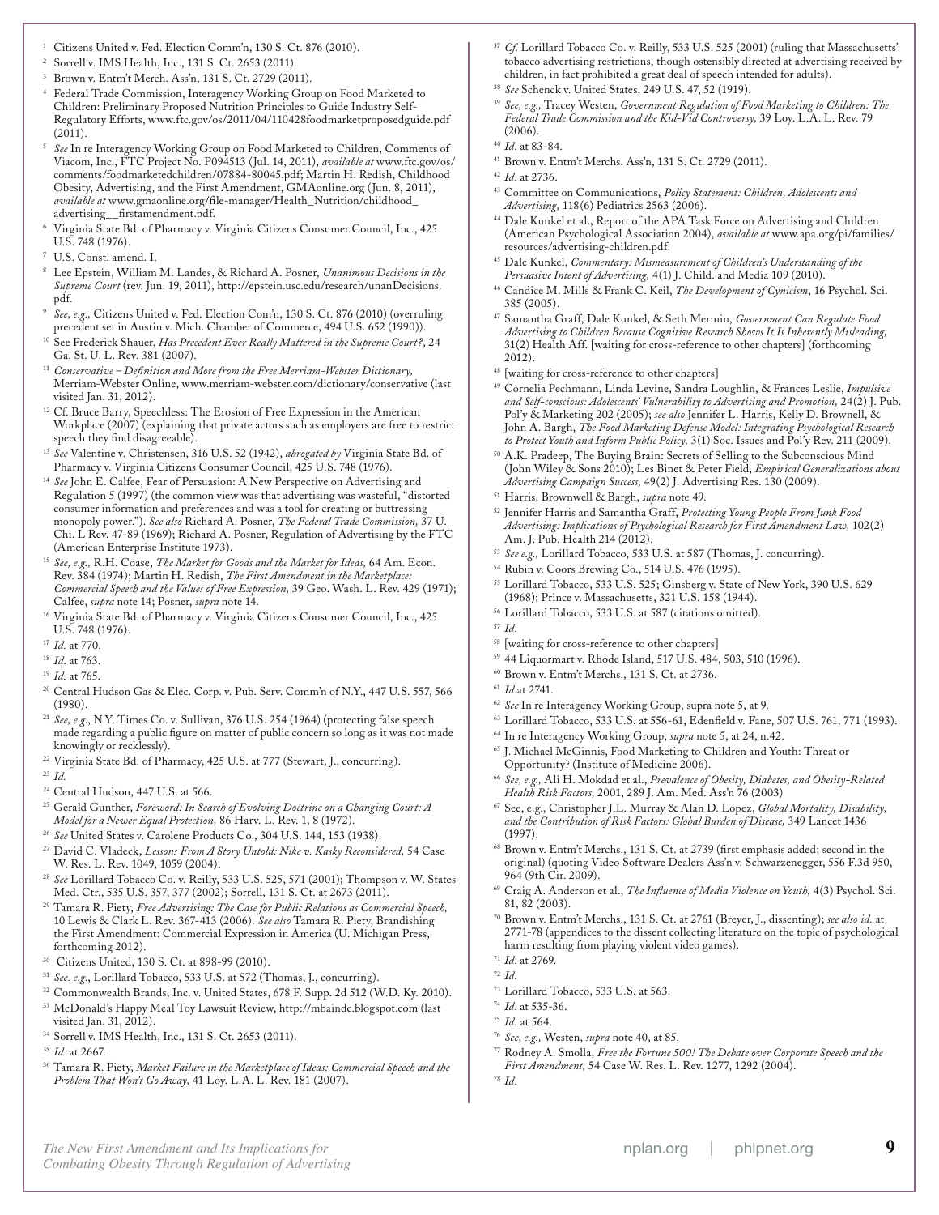[1] Citizens United v. Fed. Election Comm'n, 130 S. Ct. 876 (2010).

[2] Sorrell v. IMS Health, Inc., 131 S. Ct. 2653 (2011).

[3] Brown v. Entm't Merch. Ass'n, 131 S. Ct. 2729 (2011).

[4] Federal Trade Commission, Interagency Working Group on Food Marketed to Children: Preliminary Proposed Nutrition Principles to Guide Industry Self-Regulatory Efforts, www.ftc.gov/os/2011/04/110428foodmarketproposedguide.pdf (2011).

[5] *See* In re Interagency Working Group on Food Marketed to Children, Comments of Viacom, Inc., FTC Project No. P094513 (Jul. 14, 2011), *available at* www.ftc.gov/os/comments/foodmarketedchildren/07884-80045.pdf; Martin H. Redish, Childhood Obesity, Advertising, and the First Amendment, GMAonline.org (Jun. 8, 2011), *available at* www.gmaonline.org/file-manager/Health_Nutrition/childhood_advertising__firstamendment.pdf.

[6] Virginia State Bd. of Pharmacy v. Virginia Citizens Consumer Council, Inc., 425 U.S. 748 (1976).

[7] U.S. Const. amend. I.

[8] Lee Epstein, William M. Landes, & Richard A. Posner, *Unanimous Decisions in the Supreme Court* (rev. Jun. 19, 2011), http://epstein.usc.edu/research/unanDecisions.pdf.

[9] *See, e.g.,* Citizens United v. Fed. Election Com'n, 130 S. Ct. 876 (2010) (overruling precedent set in Austin v. Mich. Chamber of Commerce, 494 U.S. 652 (1990)).

[10] See Frederick Shauer, *Has Precedent Ever Really Mattered in the Supreme Court?*, 24 Ga. St. U. L. Rev. 381 (2007).

[11] *Conservative – Definition and More from the Free Merriam-Webster Dictionary,* Merriam-Webster Online, www.merriam-webster.com/dictionary/conservative (last visited Jan. 31, 2012).

[12] Cf. Bruce Barry, Speechless: The Erosion of Free Expression in the American Workplace (2007) (explaining that private actors such as employers are free to restrict speech they find disagreeable).

[13] *See* Valentine v. Christensen, 316 U.S. 52 (1942), *abrogated by* Virginia State Bd. of Pharmacy v. Virginia Citizens Consumer Council, 425 U.S. 748 (1976).

[14] *See* John E. Calfee, Fear of Persuasion: A New Perspective on Advertising and Regulation 5 (1997) (the common view was that advertising was wasteful, "distorted consumer information and preferences and was a tool for creating or buttressing monopoly power."). *See also* Richard A. Posner, *The Federal Trade Commission,* 37 U. Chi. L Rev. 47-89 (1969); Richard A. Posner, Regulation of Advertising by the FTC (American Enterprise Institute 1973).

[15] *See, e.g.,* R.H. Coase, *The Market for Goods and the Market for Ideas,* 64 Am. Econ. Rev. 384 (1974); Martin H. Redish, *The First Amendment in the Marketplace: Commercial Speech and the Values of Free Expression,* 39 Geo. Wash. L. Rev. 429 (1971); Calfee, *supra* note 14; Posner, *supra* note 14.

[16] Virginia State Bd. of Pharmacy v. Virginia Citizens Consumer Council, Inc., 425 U.S. 748 (1976).

[17] *Id.* at 770.

[18] *Id.* at 763.

[19] *Id.* at 765.

[20] Central Hudson Gas & Elec. Corp. v. Pub. Serv. Comm'n of N.Y., 447 U.S. 557, 566 (1980).

[21] *See, e.g.,* N.Y. Times Co. v. Sullivan, 376 U.S. 254 (1964) (protecting false speech made regarding a public figure on matter of public concern so long as it was not made knowingly or recklessly).

[22] Virginia State Bd. of Pharmacy, 425 U.S. at 777 (Stewart, J., concurring).

[23] *Id.*

[24] Central Hudson, 447 U.S. at 566.

[25] Gerald Gunther, *Foreword: In Search of Evolving Doctrine on a Changing Court: A Model for a Newer Equal Protection,* 86 Harv. L. Rev. 1, 8 (1972).

[26] *See* United States v. Carolene Products Co., 304 U.S. 144, 153 (1938).

[27] David C. Vladeck, *Lessons From A Story Untold: Nike v. Kasky Reconsidered,* 54 Case W. Res. L. Rev. 1049, 1059 (2004).

[28] *See* Lorillard Tobacco Co. v. Reilly, 533 U.S. 525, 571 (2001); Thompson v. W. States Med. Ctr., 535 U.S. 357, 377 (2002); Sorrell, 131 S. Ct. at 2673 (2011).

[29] Tamara R. Piety, *Free Advertising: The Case for Public Relations as Commercial Speech,* 10 Lewis & Clark L. Rev. 367-413 (2006). *See also* Tamara R. Piety, Brandishing the First Amendment: Commercial Expression in America (U. Michigan Press, forthcoming 2012).

[30] Citizens United, 130 S. Ct. at 898-99 (2010).

[31] *See. e.g.*, Lorillard Tobacco, 533 U.S. at 572 (Thomas, J., concurring).

[32] Commonwealth Brands, Inc. v. United States, 678 F. Supp. 2d 512 (W.D. Ky. 2010).

[33] McDonald's Happy Meal Toy Lawsuit Review, http://mbaindc.blogspot.com (last visited Jan. 31, 2012).

[34] Sorrell v. IMS Health, Inc., 131 S. Ct. 2653 (2011).

[35] *Id.* at 2667.

[36] Tamara R. Piety, *Market Failure in the Marketplace of Ideas: Commercial Speech and the Problem That Won't Go Away,* 41 Loy. L.A. L. Rev. 181 (2007).

[37] *Cf.* Lorillard Tobacco Co. v. Reilly, 533 U.S. 525 (2001) (ruling that Massachusetts' tobacco advertising restrictions, though ostensibly directed at advertising received by children, in fact prohibited a great deal of speech intended for adults).

[38] *See* Schenck v. United States, 249 U.S. 47, 52 (1919).

[39] *See, e.g.,* Tracey Westen, *Government Regulation of Food Marketing to Children: The Federal Trade Commission and the Kid-Vid Controversy,* 39 Loy. L.A. L. Rev. 79 (2006).

[40] *Id*. at 83-84.

[41] Brown v. Entm't Merchs. Ass'n, 131 S. Ct. 2729 (2011).

[42] *Id*. at 2736.

[43] Committee on Communications, *Policy Statement: Children, Adolescents and Advertising,* 118(6) Pediatrics 2563 (2006).

[44] Dale Kunkel et al., Report of the APA Task Force on Advertising and Children (American Psychological Association 2004), *available at* www.apa.org/pi/families/resources/advertising-children.pdf.

[45] Dale Kunkel, *Commentary: Mismeasurement of Children's Understanding of the Persuasive Intent of Advertising,* 4(1) J. Child. and Media 109 (2010).

[46] Candice M. Mills & Frank C. Keil, *The Development of Cynicism*, 16 Psychol. Sci. 385 (2005).

[47] Samantha Graff, Dale Kunkel, & Seth Mermin, *Government Can Regulate Food Advertising to Children Because Cognitive Research Shows It Is Inherently Misleading,* 31(2) Health Aff. [waiting for cross-reference to other chapters] (forthcoming 2012).

[48] [waiting for cross-reference to other chapters]

[49] Cornelia Pechmann, Linda Levine, Sandra Loughlin, & Frances Leslie, *Impulsive and Self-conscious: Adolescents' Vulnerability to Advertising and Promotion,* 24(2) J. Pub. Pol'y & Marketing 202 (2005); *see also* Jennifer L. Harris, Kelly D. Brownell, & John A. Bargh, *The Food Marketing Defense Model: Integrating Psychological Research to Protect Youth and Inform Public Policy,* 3(1) Soc. Issues and Pol'y Rev. 211 (2009).

[50] A.K. Pradeep, The Buying Brain: Secrets of Selling to the Subconscious Mind (John Wiley & Sons 2010); Les Binet & Peter Field, *Empirical Generalizations about Advertising Campaign Success,* 49(2) J. Advertising Res. 130 (2009).

[51] Harris, Brownwell & Bargh, *supra* note 49.

[52] Jennifer Harris and Samantha Graff, *Protecting Young People From Junk Food Advertising: Implications of Psychological Research for First Amendment Law,* 102(2) Am. J. Pub. Health 214 (2012).

[53] *See e.g.,* Lorillard Tobacco, 533 U.S. at 587 (Thomas, J. concurring).

[54] Rubin v. Coors Brewing Co., 514 U.S. 476 (1995).

[55] Lorillard Tobacco, 533 U.S. 525; Ginsberg v. State of New York, 390 U.S. 629 (1968); Prince v. Massachusetts, 321 U.S. 158 (1944).

[56] Lorillard Tobacco, 533 U.S. at 587 (citations omitted).

[57] *Id*.

[58] [waiting for cross-reference to other chapters]

[59] 44 Liquormart v. Rhode Island, 517 U.S. 484, 503, 510 (1996).

[60] Brown v. Entm't Merchs., 131 S. Ct. at 2736.

[61] *Id*.at 2741.

[62] *See* In re Interagency Working Group, supra note 5, at 9.

[63] Lorillard Tobacco, 533 U.S. at 556-61, Edenfield v. Fane, 507 U.S. 761, 771 (1993).

[64] In re Interagency Working Group, *supra* note 5, at 24, n.42.

[65] J. Michael McGinnis, Food Marketing to Children and Youth: Threat or Opportunity? (Institute of Medicine 2006).

[66] *See, e.g.,* Ali H. Mokdad et al., *Prevalence of Obesity, Diabetes, and Obesity-Related Health Risk Factors,* 2001, 289 J. Am. Med. Ass'n 76 (2003)

[67] See, e.g., Christopher J.L. Murray & Alan D. Lopez, *Global Mortality, Disability, and the Contribution of Risk Factors: Global Burden of Disease,* 349 Lancet 1436 (1997).

[68] Brown v. Entm't Merchs., 131 S. Ct. at 2739 (first emphasis added; second in the original) (quoting Video Software Dealers Ass'n v. Schwarzenegger, 556 F.3d 950, 964 (9th Cir. 2009).

[69] Craig A. Anderson et al., *The Influence of Media Violence on Youth*, 4(3) Psychol. Sci. 81, 82 (2003).

[70] Brown v. Entm't Merchs., 131 S. Ct. at 2761 (Breyer, J., dissenting); *see also id.* at 2771-78 (appendices to the dissent collecting literature on the topic of psychological harm resulting from playing violent video games).

[71] *Id*. at 2769.

[72] *Id*.

[73] Lorillard Tobacco, 533 U.S. at 563.

[74] *Id*. at 535-36.

[75] *Id.* at 564.

[76] *See*, *e.g.,* Westen, *supra* note 40, at 85.

[77] Rodney A. Smolla, *Free the Fortune 500! The Debate over Corporate Speech and the First Amendment,* 54 Case W. Res. L. Rev. 1277, 1292 (2004).

[78] *Id*.